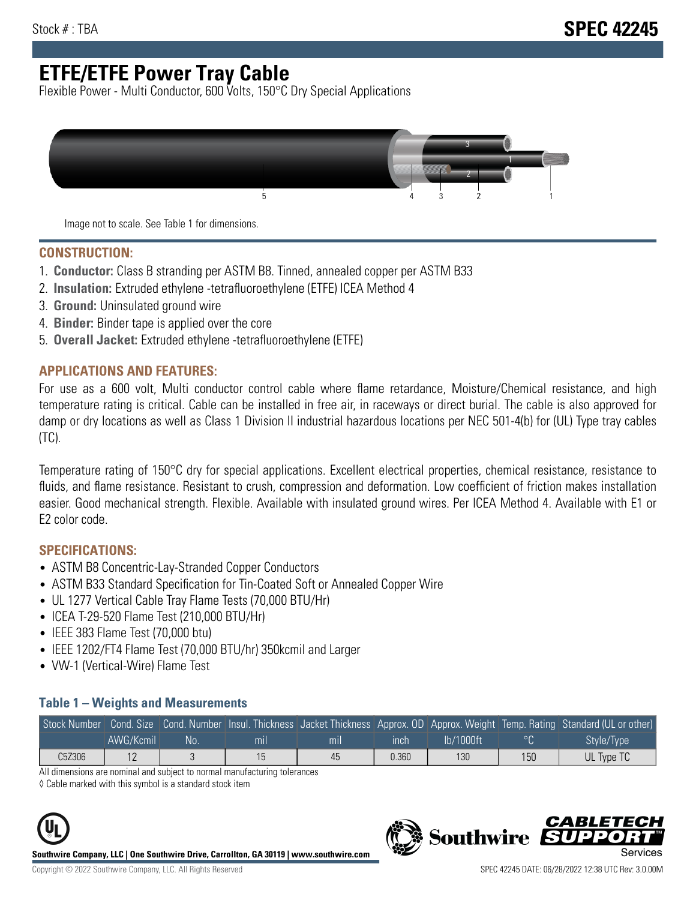Stock # : TBA

# SPEC 42245

# ETFE/ETFE Power Tray Cable

Flexible Power - Multi Conductor, 600 Volts, 150°C Dry Special Applications

Image not to scale. See Table 1 for dimensions.

## CONSTRUCTION:

1. **Conductor:** Class B stranding per ASTM B8. Tinned, annealed copper per ASTM B33
2. **Insulation:** Extruded ethylene -tetrafluoroethylene (ETFE) ICEA Method 4
3. **Ground:** Uninsulated ground wire
4. **Binder:** Binder tape is applied over the core
5. **Overall Jacket:** Extruded ethylene -tetrafluoroethylene (ETFE)

## APPLICATIONS AND FEATURES:

For use as a 600 volt, Multi conductor control cable where flame retardance, Moisture/Chemical resistance, and high temperature rating is critical. Cable can be installed in free air, in raceways or direct burial. The cable is also approved for damp or dry locations as well as Class 1 Division II industrial hazardous locations per NEC 501-4(b) for (UL) Type tray cables (TC).

Temperature rating of 150°C dry for special applications. Excellent electrical properties, chemical resistance, resistance to fluids, and flame resistance. Resistant to crush, compression and deformation. Low coefficient of friction makes installation easier. Good mechanical strength. Flexible. Available with insulated ground wires. Per ICEA Method 4. Available with E1 or E2 color code.

## SPECIFICATIONS:

- ASTM B8 Concentric-Lay-Stranded Copper Conductors
- ASTM B33 Standard Specification for Tin-Coated Soft or Annealed Copper Wire
- UL 1277 Vertical Cable Tray Flame Tests (70,000 BTU/Hr)
- ICEA T-29-520 Flame Test (210,000 BTU/Hr)
- IEEE 383 Flame Test (70,000 btu)
- IEEE 1202/FT4 Flame Test (70,000 BTU/hr) 350kcmil and Larger
- VW-1 (Vertical-Wire) Flame Test

### Table 1 – Weights and Measurements

| Stock Number | Cond. Size | Cond. Number | Insul. Thickness | Jacket Thickness | Approx. OD | Approx. Weight | Temp. Rating | Standard (UL or other) |
|---|---|---|---|---|---|---|---|---|
| | AWG/Kcmil | No. | mil | mil | inch | lb/1000ft | °C | Style/Type |
| C5Z306 | 12 | 3 | 15 | 45 | 0.360 | 130 | 150 | UL Type TC |

All dimensions are nominal and subject to normal manufacturing tolerances

◊ Cable marked with this symbol is a standard stock item

**Southwire Company, LLC | One Southwire Drive, Carrollton, GA 30119 | www.southwire.com**

Copyright © 2022 Southwire Company, LLC. All Rights Reserved

SPEC 42245 DATE: 06/28/2022 12:38 UTC Rev: 3.0.00M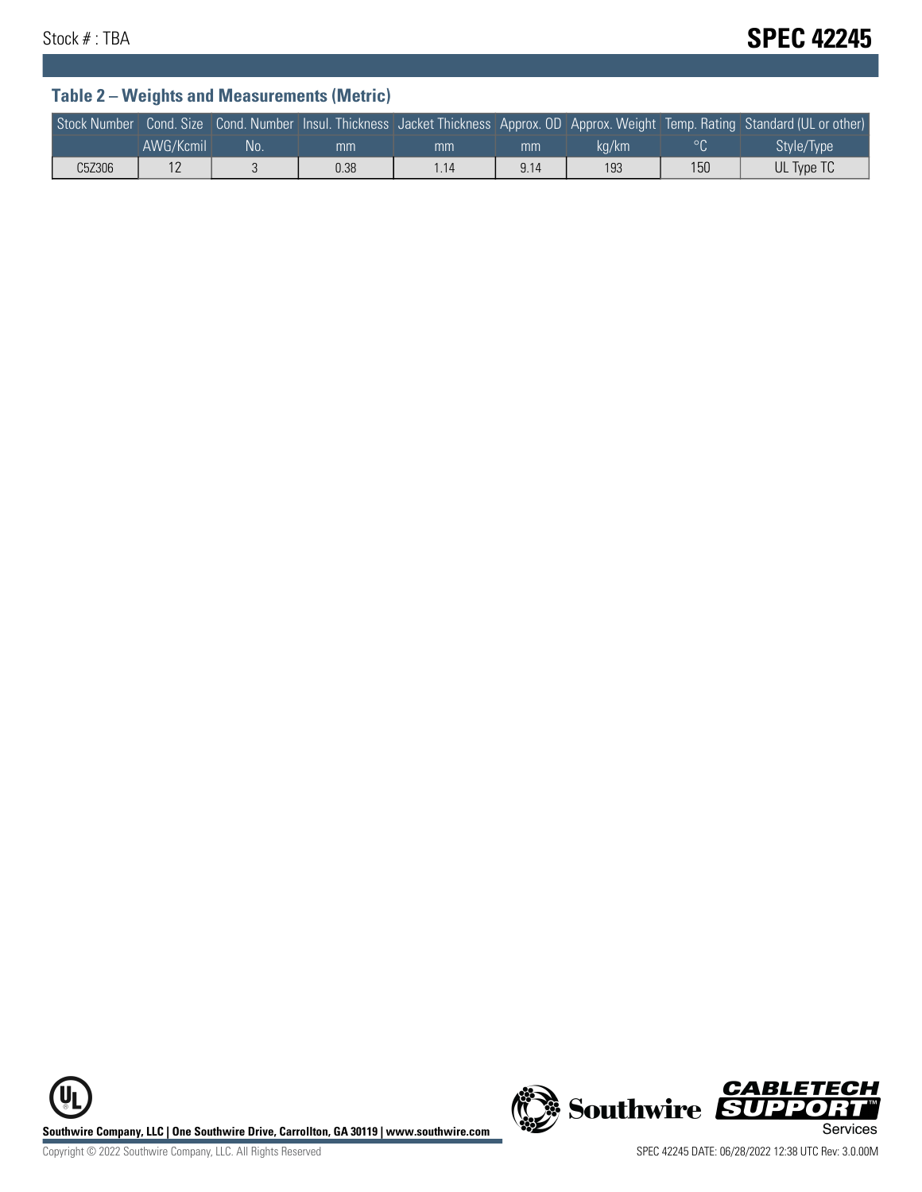### Table 2 – Weights and Measurements (Metric)

| Stock Number | Cond. Size | Cond. Number | Insul. Thickness | Jacket Thickness | Approx. OD | Approx. Weight | Temp. Rating | Standard (UL or other) |
|---|---|---|---|---|---|---|---|---|
| | AWG/Kcmil | No. | mm | mm | mm | kg/km | °C | Style/Type |
| C5Z306 | 12 | 3 | 0.38 | 1.14 | 9.14 | 193 | 150 | UL Type TC |

**Southwire Company, LLC | One Southwire Drive, Carrollton, GA 30119 | www.southwire.com**

Copyright © 2022 Southwire Company, LLC. All Rights Reserved